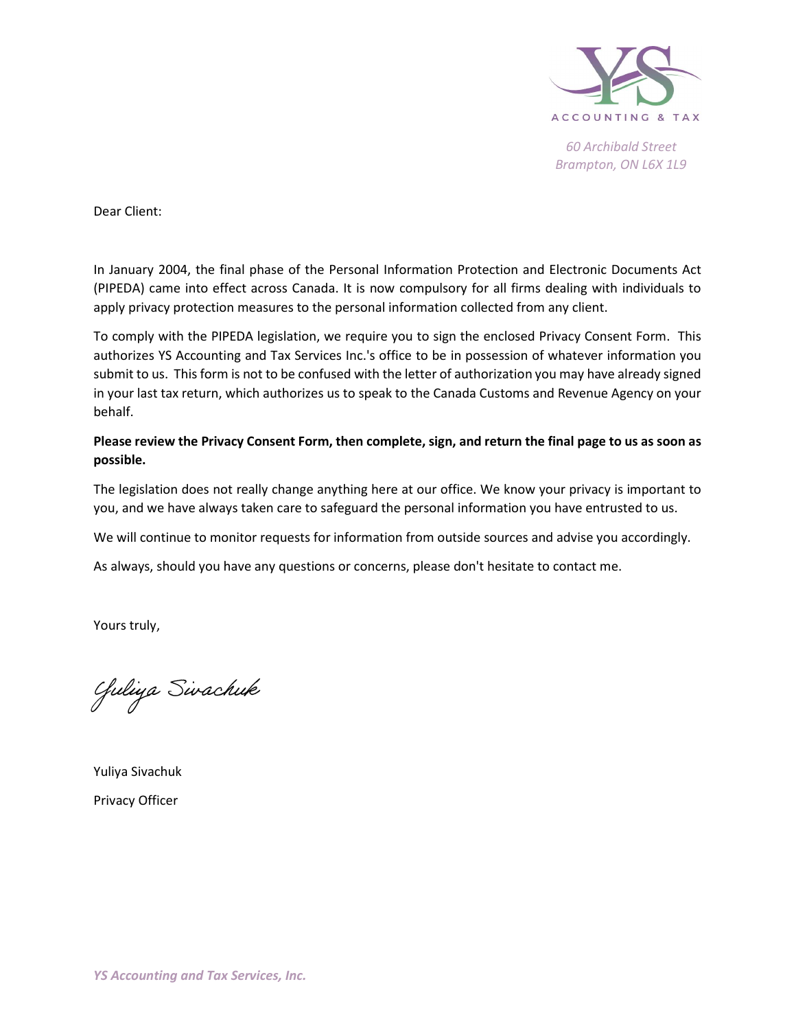ACCOUNTING & TAX

*60 Archibald Street*
*Brampton, ON L6X 1L9*

Dear Client:

In January 2004, the final phase of the Personal Information Protection and Electronic Documents Act (PIPEDA) came into effect across Canada. It is now compulsory for all firms dealing with individuals to apply privacy protection measures to the personal information collected from any client.

To comply with the PIPEDA legislation, we require you to sign the enclosed Privacy Consent Form. This authorizes YS Accounting and Tax Services Inc.'s office to be in possession of whatever information you submit to us. This form is not to be confused with the letter of authorization you may have already signed in your last tax return, which authorizes us to speak to the Canada Customs and Revenue Agency on your behalf.

**Please review the Privacy Consent Form, then complete, sign, and return the final page to us as soon as possible.**

The legislation does not really change anything here at our office. We know your privacy is important to you, and we have always taken care to safeguard the personal information you have entrusted to us.

We will continue to monitor requests for information from outside sources and advise you accordingly.

As always, should you have any questions or concerns, please don't hesitate to contact me.

Yours truly,

Yuliya Sivachuk

Yuliya Sivachuk

Privacy Officer

***YS Accounting and Tax Services, Inc.***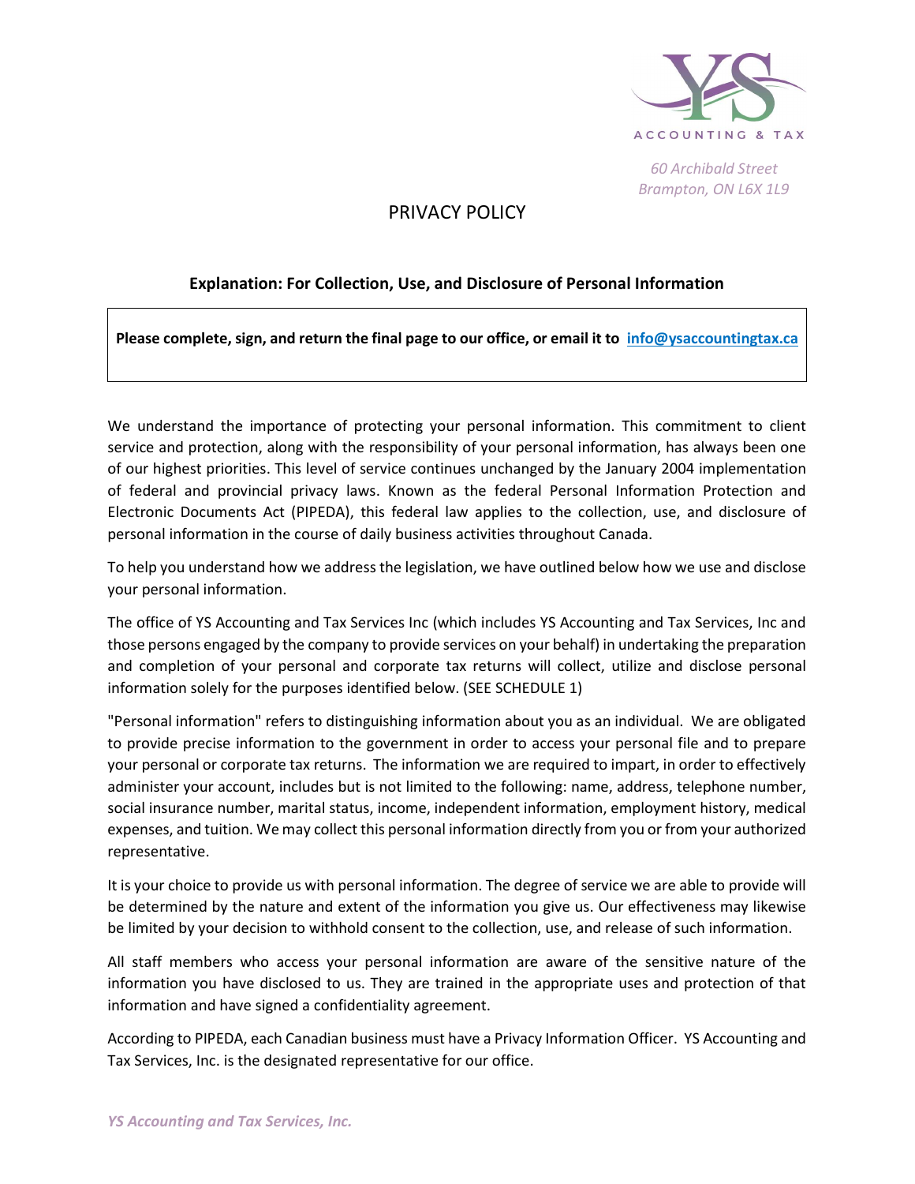ACCOUNTING & TAX

*60 Archibald Street*
*Brampton, ON L6X 1L9*

# PRIVACY POLICY

### Explanation: For Collection, Use, and Disclosure of Personal Information

**Please complete, sign, and return the final page to our office, or email it to info@ysaccountingtax.ca**

We understand the importance of protecting your personal information. This commitment to client service and protection, along with the responsibility of your personal information, has always been one of our highest priorities. This level of service continues unchanged by the January 2004 implementation of federal and provincial privacy laws. Known as the federal Personal Information Protection and Electronic Documents Act (PIPEDA), this federal law applies to the collection, use, and disclosure of personal information in the course of daily business activities throughout Canada.

To help you understand how we address the legislation, we have outlined below how we use and disclose your personal information.

The office of YS Accounting and Tax Services Inc (which includes YS Accounting and Tax Services, Inc and those persons engaged by the company to provide services on your behalf) in undertaking the preparation and completion of your personal and corporate tax returns will collect, utilize and disclose personal information solely for the purposes identified below. (SEE SCHEDULE 1)

"Personal information" refers to distinguishing information about you as an individual. We are obligated to provide precise information to the government in order to access your personal file and to prepare your personal or corporate tax returns. The information we are required to impart, in order to effectively administer your account, includes but is not limited to the following: name, address, telephone number, social insurance number, marital status, income, independent information, employment history, medical expenses, and tuition. We may collect this personal information directly from you or from your authorized representative.

It is your choice to provide us with personal information. The degree of service we are able to provide will be determined by the nature and extent of the information you give us. Our effectiveness may likewise be limited by your decision to withhold consent to the collection, use, and release of such information.

All staff members who access your personal information are aware of the sensitive nature of the information you have disclosed to us. They are trained in the appropriate uses and protection of that information and have signed a confidentiality agreement.

According to PIPEDA, each Canadian business must have a Privacy Information Officer. YS Accounting and Tax Services, Inc. is the designated representative for our office.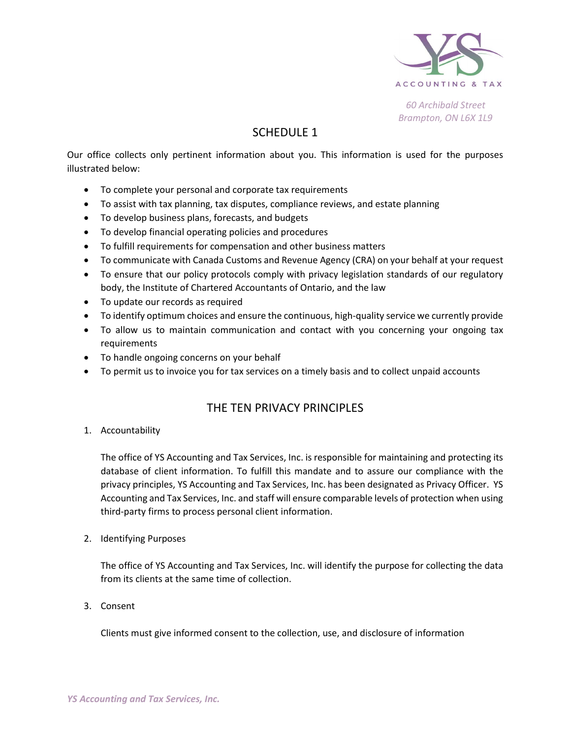60 Archibald Street
Brampton, ON L6X 1L9

# SCHEDULE 1

Our office collects only pertinent information about you. This information is used for the purposes illustrated below:

- To complete your personal and corporate tax requirements
- To assist with tax planning, tax disputes, compliance reviews, and estate planning
- To develop business plans, forecasts, and budgets
- To develop financial operating policies and procedures
- To fulfill requirements for compensation and other business matters
- To communicate with Canada Customs and Revenue Agency (CRA) on your behalf at your request
- To ensure that our policy protocols comply with privacy legislation standards of our regulatory body, the Institute of Chartered Accountants of Ontario, and the law
- To update our records as required
- To identify optimum choices and ensure the continuous, high-quality service we currently provide
- To allow us to maintain communication and contact with you concerning your ongoing tax requirements
- To handle ongoing concerns on your behalf
- To permit us to invoice you for tax services on a timely basis and to collect unpaid accounts

## THE TEN PRIVACY PRINCIPLES

1. Accountability

   The office of YS Accounting and Tax Services, Inc. is responsible for maintaining and protecting its database of client information. To fulfill this mandate and to assure our compliance with the privacy principles, YS Accounting and Tax Services, Inc. has been designated as Privacy Officer. YS Accounting and Tax Services, Inc. and staff will ensure comparable levels of protection when using third-party firms to process personal client information.

2. Identifying Purposes

   The office of YS Accounting and Tax Services, Inc. will identify the purpose for collecting the data from its clients at the same time of collection.

3. Consent

   Clients must give informed consent to the collection, use, and disclosure of information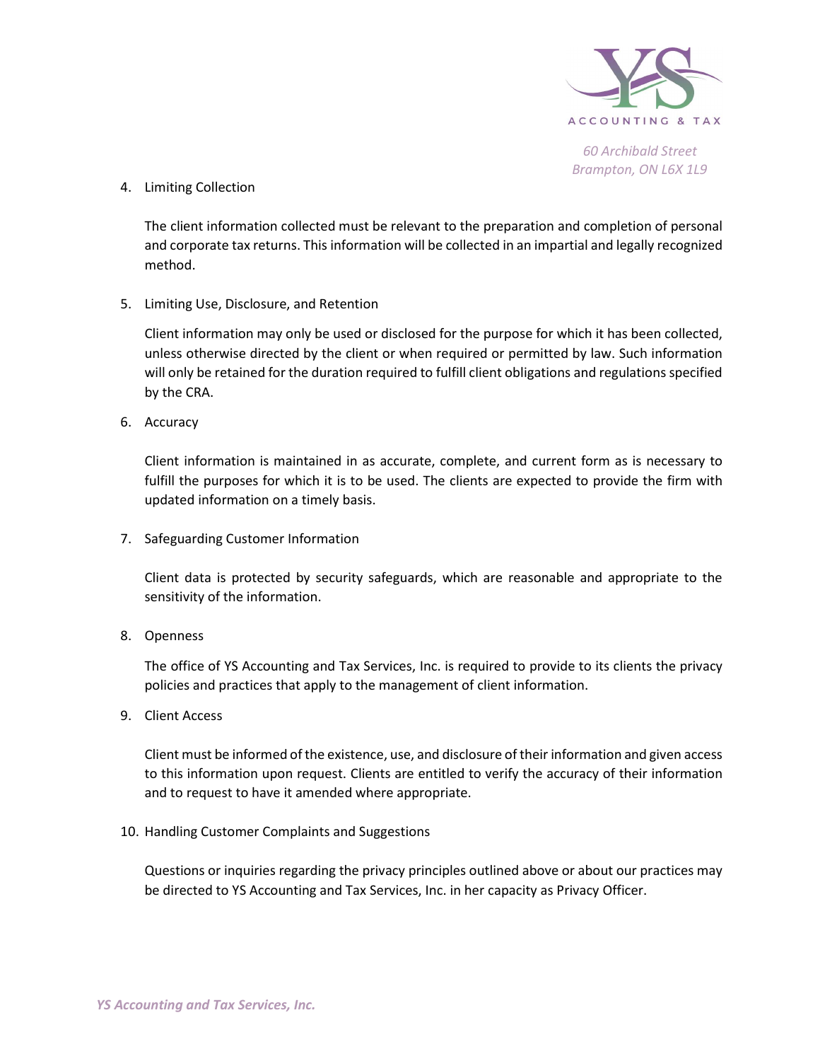4. Limiting Collection

   The client information collected must be relevant to the preparation and completion of personal and corporate tax returns. This information will be collected in an impartial and legally recognized method.

5. Limiting Use, Disclosure, and Retention

   Client information may only be used or disclosed for the purpose for which it has been collected, unless otherwise directed by the client or when required or permitted by law. Such information will only be retained for the duration required to fulfill client obligations and regulations specified by the CRA.

6. Accuracy

   Client information is maintained in as accurate, complete, and current form as is necessary to fulfill the purposes for which it is to be used. The clients are expected to provide the firm with updated information on a timely basis.

7. Safeguarding Customer Information

   Client data is protected by security safeguards, which are reasonable and appropriate to the sensitivity of the information.

8. Openness

   The office of YS Accounting and Tax Services, Inc. is required to provide to its clients the privacy policies and practices that apply to the management of client information.

9. Client Access

   Client must be informed of the existence, use, and disclosure of their information and given access to this information upon request. Clients are entitled to verify the accuracy of their information and to request to have it amended where appropriate.

10. Handling Customer Complaints and Suggestions

    Questions or inquiries regarding the privacy principles outlined above or about our practices may be directed to YS Accounting and Tax Services, Inc. in her capacity as Privacy Officer.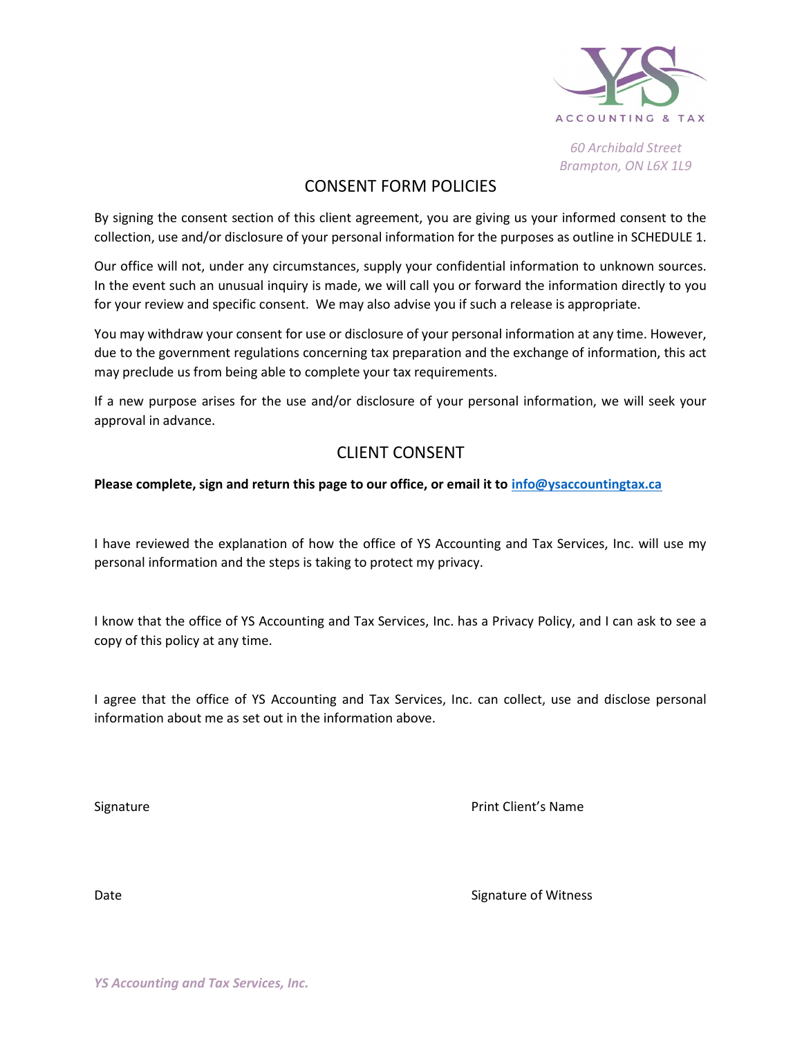YS ACCOUNTING & TAX

*60 Archibald Street*
*Brampton, ON L6X 1L9*

## CONSENT FORM POLICIES

By signing the consent section of this client agreement, you are giving us your informed consent to the collection, use and/or disclosure of your personal information for the purposes as outline in SCHEDULE 1.

Our office will not, under any circumstances, supply your confidential information to unknown sources. In the event such an unusual inquiry is made, we will call you or forward the information directly to you for your review and specific consent. We may also advise you if such a release is appropriate.

You may withdraw your consent for use or disclosure of your personal information at any time. However, due to the government regulations concerning tax preparation and the exchange of information, this act may preclude us from being able to complete your tax requirements.

If a new purpose arises for the use and/or disclosure of your personal information, we will seek your approval in advance.

## CLIENT CONSENT

**Please complete, sign and return this page to our office, or email it to [info@ysaccountingtax.ca](mailto:info@ysaccountingtax.ca)**

I have reviewed the explanation of how the office of YS Accounting and Tax Services, Inc. will use my personal information and the steps is taking to protect my privacy.

I know that the office of YS Accounting and Tax Services, Inc. has a Privacy Policy, and I can ask to see a copy of this policy at any time.

I agree that the office of YS Accounting and Tax Services, Inc. can collect, use and disclose personal information about me as set out in the information above.

Signature

Print Client's Name

Date

Signature of Witness